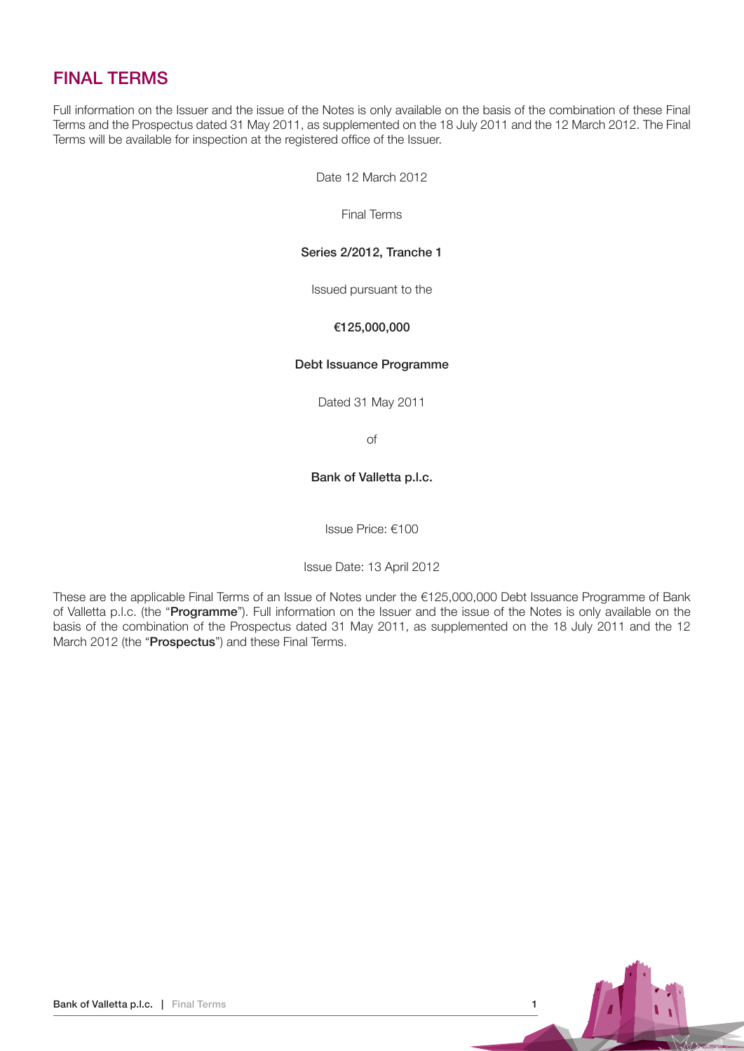# FINAL TERMS

Full information on the Issuer and the issue of the Notes is only available on the basis of the combination of these Final Terms and the Prospectus dated 31 May 2011, as supplemented on the 18 July 2011 and the 12 March 2012. The Final Terms will be available for inspection at the registered office of the Issuer.

Date 12 March 2012

Final Terms

**Series 2/2012, Tranche 1**

Issued pursuant to the

**€125,000,000**

**Debt Issuance Programme**

Dated 31 May 2011

of

**Bank of Valletta p.l.c.**

Issue Price: €100

Issue Date: 13 April 2012

These are the applicable Final Terms of an Issue of Notes under the €125,000,000 Debt Issuance Programme of Bank of Valletta p.l.c. (the "**Programme**"). Full information on the Issuer and the issue of the Notes is only available on the basis of the combination of the Prospectus dated 31 May 2011, as supplemented on the 18 July 2011 and the 12 March 2012 (the "**Prospectus**") and these Final Terms.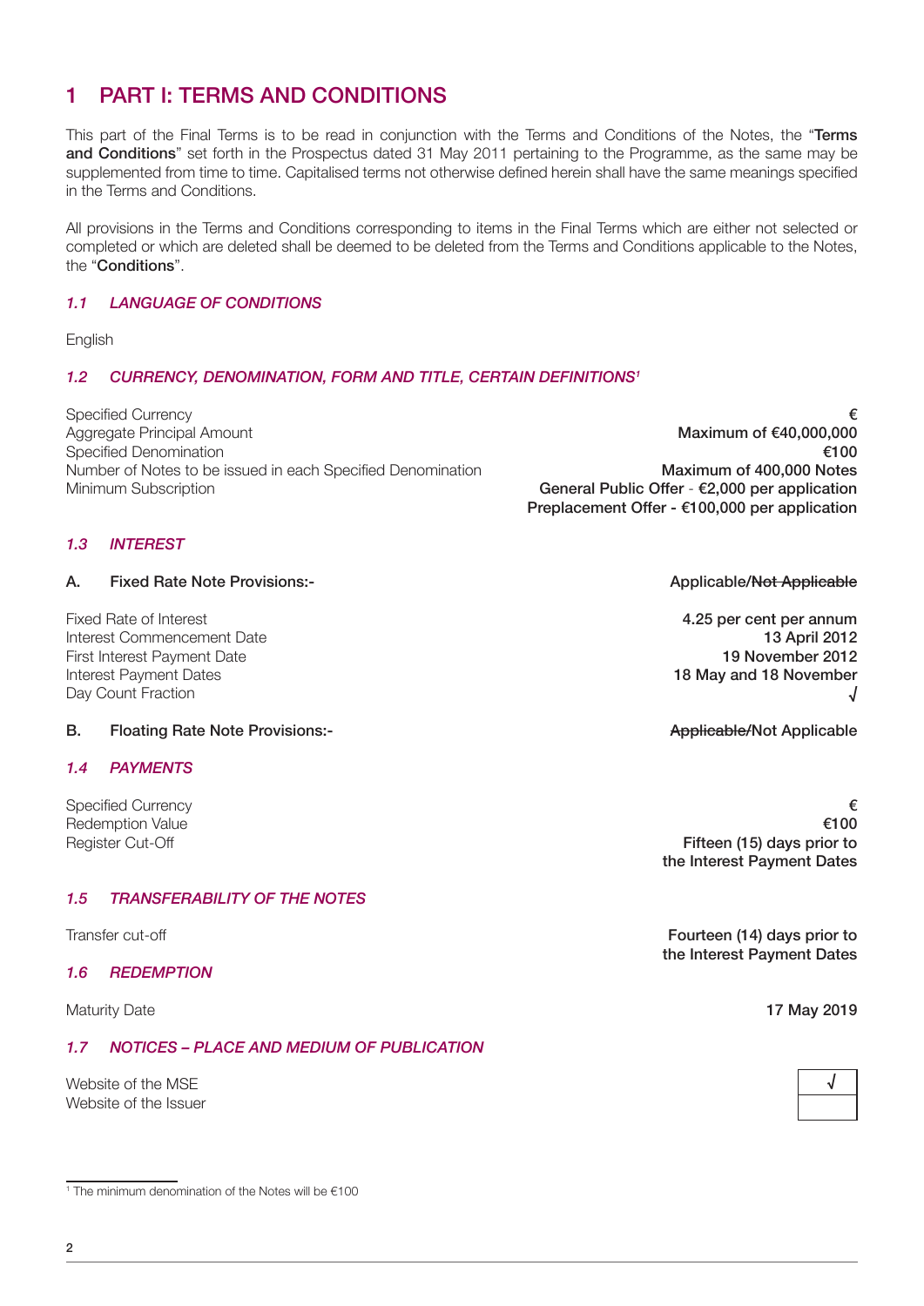# 1 PART I: TERMS AND CONDITIONS

This part of the Final Terms is to be read in conjunction with the Terms and Conditions of the Notes, the "**Terms and Conditions**" set forth in the Prospectus dated 31 May 2011 pertaining to the Programme, as the same may be supplemented from time to time. Capitalised terms not otherwise defined herein shall have the same meanings specified in the Terms and Conditions.

All provisions in the Terms and Conditions corresponding to items in the Final Terms which are either not selected or completed or which are deleted shall be deemed to be deleted from the Terms and Conditions applicable to the Notes, the "**Conditions**".

### *1.1 LANGUAGE OF CONDITIONS*

English

### *1.2 CURRENCY, DENOMINATION, FORM AND TITLE, CERTAIN DEFINITIONS[1]*

| | |
|---|---|
| Specified Currency | **€** |
| Aggregate Principal Amount | **Maximum of €40,000,000** |
| Specified Denomination | **€100** |
| Number of Notes to be issued in each Specified Denomination | **Maximum of 400,000 Notes** |
| Minimum Subscription | **General Public Offer - €2,000 per application**<br>**Preplacement Offer - €100,000 per application** |

### *1.3 INTEREST*

| | |
|---|---|
| **A. Fixed Rate Note Provisions:-** | **Applicable/~~Not Applicable~~** |
| Fixed Rate of Interest | **4.25 per cent per annum** |
| Interest Commencement Date | **13 April 2012** |
| First Interest Payment Date | **19 November 2012** |
| Interest Payment Dates | **18 May and 18 November** |
| Day Count Fraction | **√** |
| **B. Floating Rate Note Provisions:-** | **~~Applicable/~~Not Applicable** |

### *1.4 PAYMENTS*

| | |
|---|---|
| Specified Currency | **€** |
| Redemption Value | **€100** |
| Register Cut-Off | **Fifteen (15) days prior to the Interest Payment Dates** |

### *1.5 TRANSFERABILITY OF THE NOTES*

| | |
|---|---|
| Transfer cut-off | **Fourteen (14) days prior to the Interest Payment Dates** |

### *1.6 REDEMPTION*

| | |
|---|---|
| Maturity Date | **17 May 2019** |

### *1.7 NOTICES – PLACE AND MEDIUM OF PUBLICATION*

| | |
|---|---|
| Website of the MSE | √ |
| Website of the Issuer | |

[1] The minimum denomination of the Notes will be €100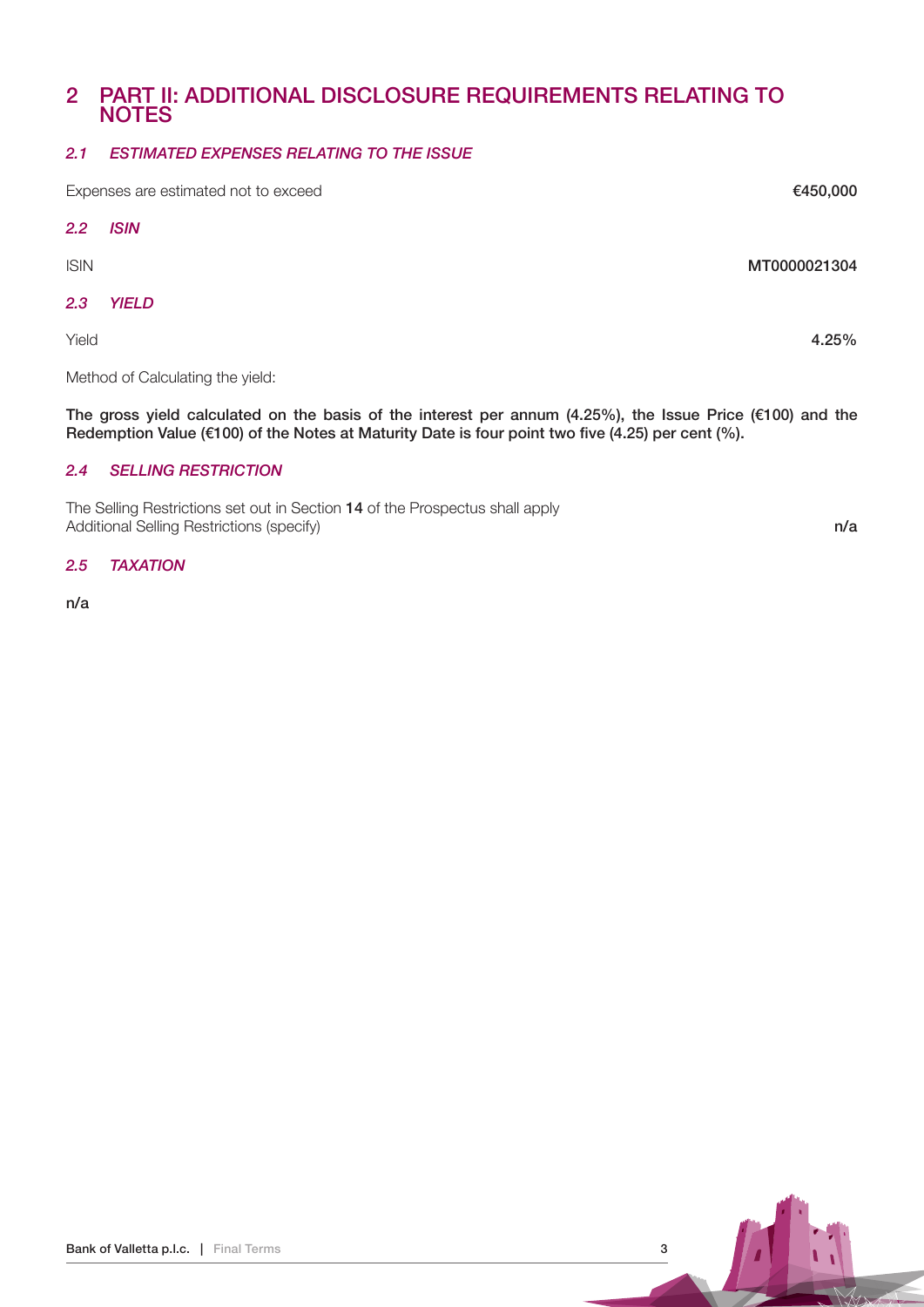## 2 PART II: ADDITIONAL DISCLOSURE REQUIREMENTS RELATING TO NOTES

### *2.1 ESTIMATED EXPENSES RELATING TO THE ISSUE*

| | |
|---|---|
| Expenses are estimated not to exceed | **€450,000** |

### *2.2 ISIN*

| | |
|---|---|
| ISIN | **MT0000021304** |

### *2.3 YIELD*

| | |
|---|---|
| Yield | **4.25%** |

Method of Calculating the yield:

**The gross yield calculated on the basis of the interest per annum (4.25%), the Issue Price (€100) and the Redemption Value (€100) of the Notes at Maturity Date is four point two five (4.25) per cent (%).**

### *2.4 SELLING RESTRICTION*

The Selling Restrictions set out in Section **14** of the Prospectus shall apply

| | |
|---|---|
| Additional Selling Restrictions (specify) | **n/a** |

### *2.5 TAXATION*

**n/a**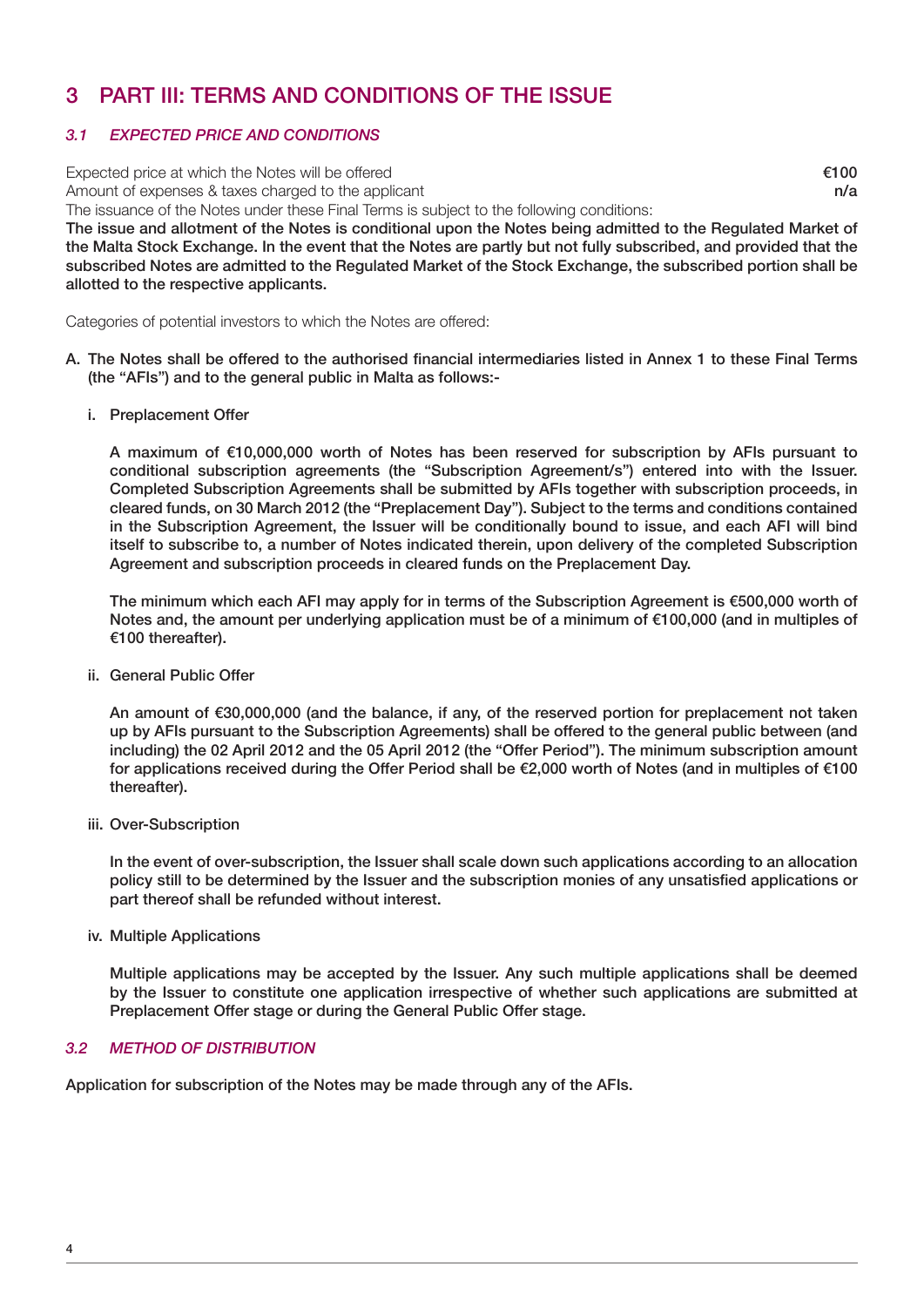# 3 PART III: TERMS AND CONDITIONS OF THE ISSUE

### *3.1 EXPECTED PRICE AND CONDITIONS*

| | |
|---|---|
| Expected price at which the Notes will be offered | **€100** |
| Amount of expenses & taxes charged to the applicant | **n/a** |

The issuance of the Notes under these Final Terms is subject to the following conditions:

**The issue and allotment of the Notes is conditional upon the Notes being admitted to the Regulated Market of the Malta Stock Exchange. In the event that the Notes are partly but not fully subscribed, and provided that the subscribed Notes are admitted to the Regulated Market of the Stock Exchange, the subscribed portion shall be allotted to the respective applicants.**

Categories of potential investors to which the Notes are offered:

**A. The Notes shall be offered to the authorised financial intermediaries listed in Annex 1 to these Final Terms (the "AFIs") and to the general public in Malta as follows:-**

**i. Preplacement Offer**

**A maximum of €10,000,000 worth of Notes has been reserved for subscription by AFIs pursuant to conditional subscription agreements (the "Subscription Agreement/s") entered into with the Issuer. Completed Subscription Agreements shall be submitted by AFIs together with subscription proceeds, in cleared funds, on 30 March 2012 (the "Preplacement Day"). Subject to the terms and conditions contained in the Subscription Agreement, the Issuer will be conditionally bound to issue, and each AFI will bind itself to subscribe to, a number of Notes indicated therein, upon delivery of the completed Subscription Agreement and subscription proceeds in cleared funds on the Preplacement Day.**

**The minimum which each AFI may apply for in terms of the Subscription Agreement is €500,000 worth of Notes and, the amount per underlying application must be of a minimum of €100,000 (and in multiples of €100 thereafter).**

**ii. General Public Offer**

**An amount of €30,000,000 (and the balance, if any, of the reserved portion for preplacement not taken up by AFIs pursuant to the Subscription Agreements) shall be offered to the general public between (and including) the 02 April 2012 and the 05 April 2012 (the "Offer Period"). The minimum subscription amount for applications received during the Offer Period shall be €2,000 worth of Notes (and in multiples of €100 thereafter).**

**iii. Over-Subscription**

**In the event of over-subscription, the Issuer shall scale down such applications according to an allocation policy still to be determined by the Issuer and the subscription monies of any unsatisfied applications or part thereof shall be refunded without interest.**

**iv. Multiple Applications**

**Multiple applications may be accepted by the Issuer. Any such multiple applications shall be deemed by the Issuer to constitute one application irrespective of whether such applications are submitted at Preplacement Offer stage or during the General Public Offer stage.**

### *3.2 METHOD OF DISTRIBUTION*

**Application for subscription of the Notes may be made through any of the AFIs.**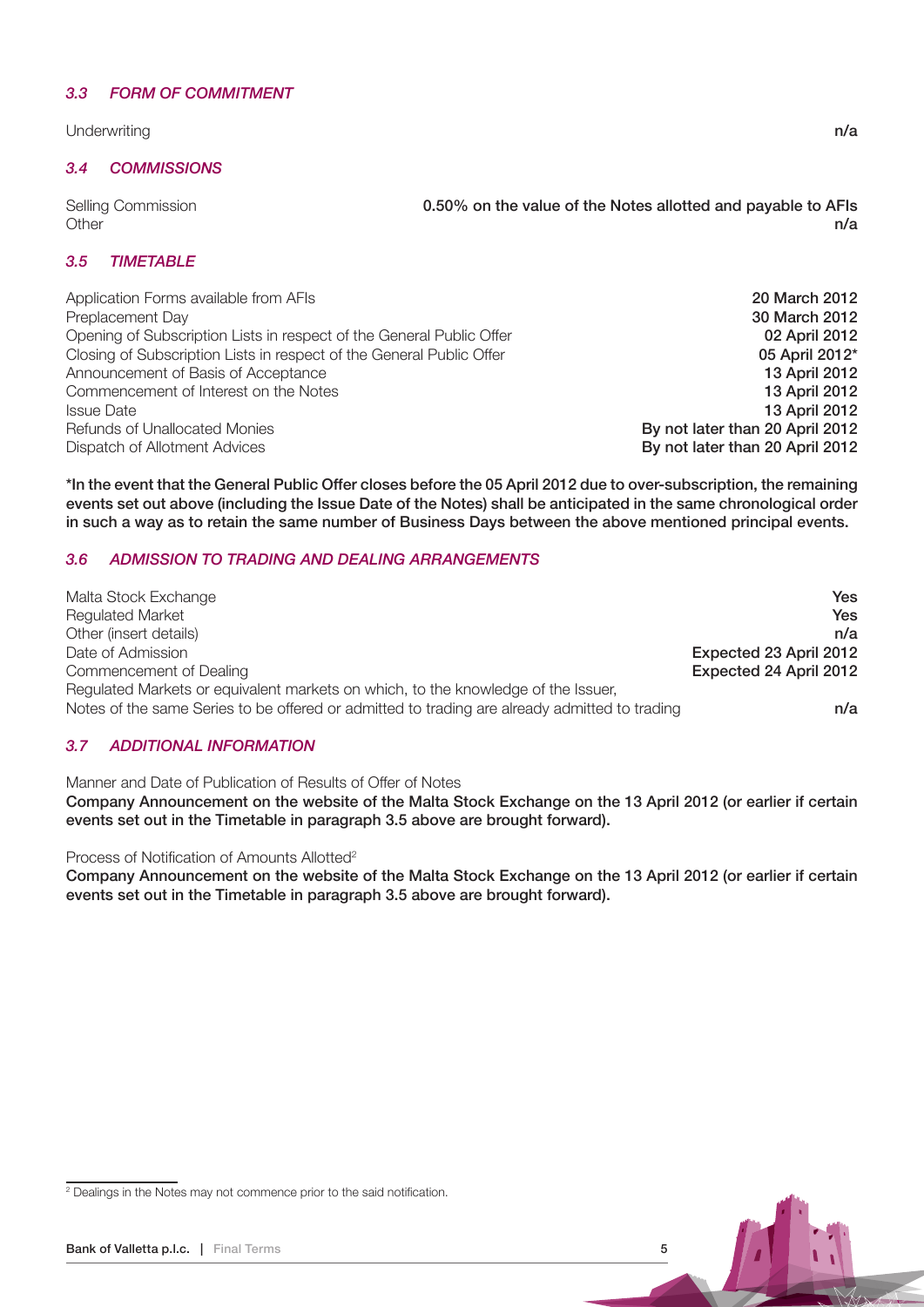### *3.3 FORM OF COMMITMENT*

| | |
|---|---|
| Underwriting | **n/a** |

### *3.4 COMMISSIONS*

| | |
|---|---|
| Selling Commission | **0.50% on the value of the Notes allotted and payable to AFIs** |
| Other | **n/a** |

### *3.5 TIMETABLE*

| | |
|---|---|
| Application Forms available from AFIs | **20 March 2012** |
| Preplacement Day | **30 March 2012** |
| Opening of Subscription Lists in respect of the General Public Offer | **02 April 2012** |
| Closing of Subscription Lists in respect of the General Public Offer | **05 April 2012*** |
| Announcement of Basis of Acceptance | **13 April 2012** |
| Commencement of Interest on the Notes | **13 April 2012** |
| Issue Date | **13 April 2012** |
| Refunds of Unallocated Monies | **By not later than 20 April 2012** |
| Dispatch of Allotment Advices | **By not later than 20 April 2012** |

**\*In the event that the General Public Offer closes before the 05 April 2012 due to over-subscription, the remaining events set out above (including the Issue Date of the Notes) shall be anticipated in the same chronological order in such a way as to retain the same number of Business Days between the above mentioned principal events.**

### *3.6 ADMISSION TO TRADING AND DEALING ARRANGEMENTS*

| | |
|---|---|
| Malta Stock Exchange | **Yes** |
| Regulated Market | **Yes** |
| Other (insert details) | **n/a** |
| Date of Admission | **Expected 23 April 2012** |
| Commencement of Dealing | **Expected 24 April 2012** |
| Regulated Markets or equivalent markets on which, to the knowledge of the Issuer, Notes of the same Series to be offered or admitted to trading are already admitted to trading | **n/a** |

### *3.7 ADDITIONAL INFORMATION*

Manner and Date of Publication of Results of Offer of Notes

**Company Announcement on the website of the Malta Stock Exchange on the 13 April 2012 (or earlier if certain events set out in the Timetable in paragraph 3.5 above are brought forward).**

Process of Notification of Amounts Allotted[2]

**Company Announcement on the website of the Malta Stock Exchange on the 13 April 2012 (or earlier if certain events set out in the Timetable in paragraph 3.5 above are brought forward).**

[2] Dealings in the Notes may not commence prior to the said notification.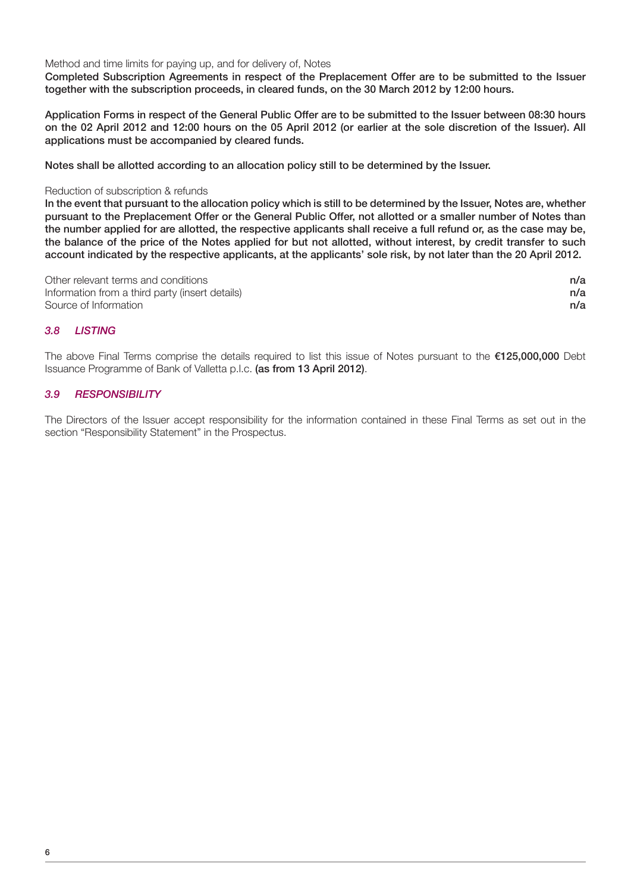Method and time limits for paying up, and for delivery of, Notes

**Completed Subscription Agreements in respect of the Preplacement Offer are to be submitted to the Issuer together with the subscription proceeds, in cleared funds, on the 30 March 2012 by 12:00 hours.**

**Application Forms in respect of the General Public Offer are to be submitted to the Issuer between 08:30 hours on the 02 April 2012 and 12:00 hours on the 05 April 2012 (or earlier at the sole discretion of the Issuer). All applications must be accompanied by cleared funds.**

**Notes shall be allotted according to an allocation policy still to be determined by the Issuer.**

Reduction of subscription & refunds

**In the event that pursuant to the allocation policy which is still to be determined by the Issuer, Notes are, whether pursuant to the Preplacement Offer or the General Public Offer, not allotted or a smaller number of Notes than the number applied for are allotted, the respective applicants shall receive a full refund or, as the case may be, the balance of the price of the Notes applied for but not allotted, without interest, by credit transfer to such account indicated by the respective applicants, at the applicants' sole risk, by not later than the 20 April 2012.**

| | |
|---|---|
| Other relevant terms and conditions | **n/a** |
| Information from a third party (insert details) | **n/a** |
| Source of Information | **n/a** |

### *3.8 LISTING*

The above Final Terms comprise the details required to list this issue of Notes pursuant to the **€125,000,000** Debt Issuance Programme of Bank of Valletta p.l.c. **(as from 13 April 2012)**.

### *3.9 RESPONSIBILITY*

The Directors of the Issuer accept responsibility for the information contained in these Final Terms as set out in the section "Responsibility Statement" in the Prospectus.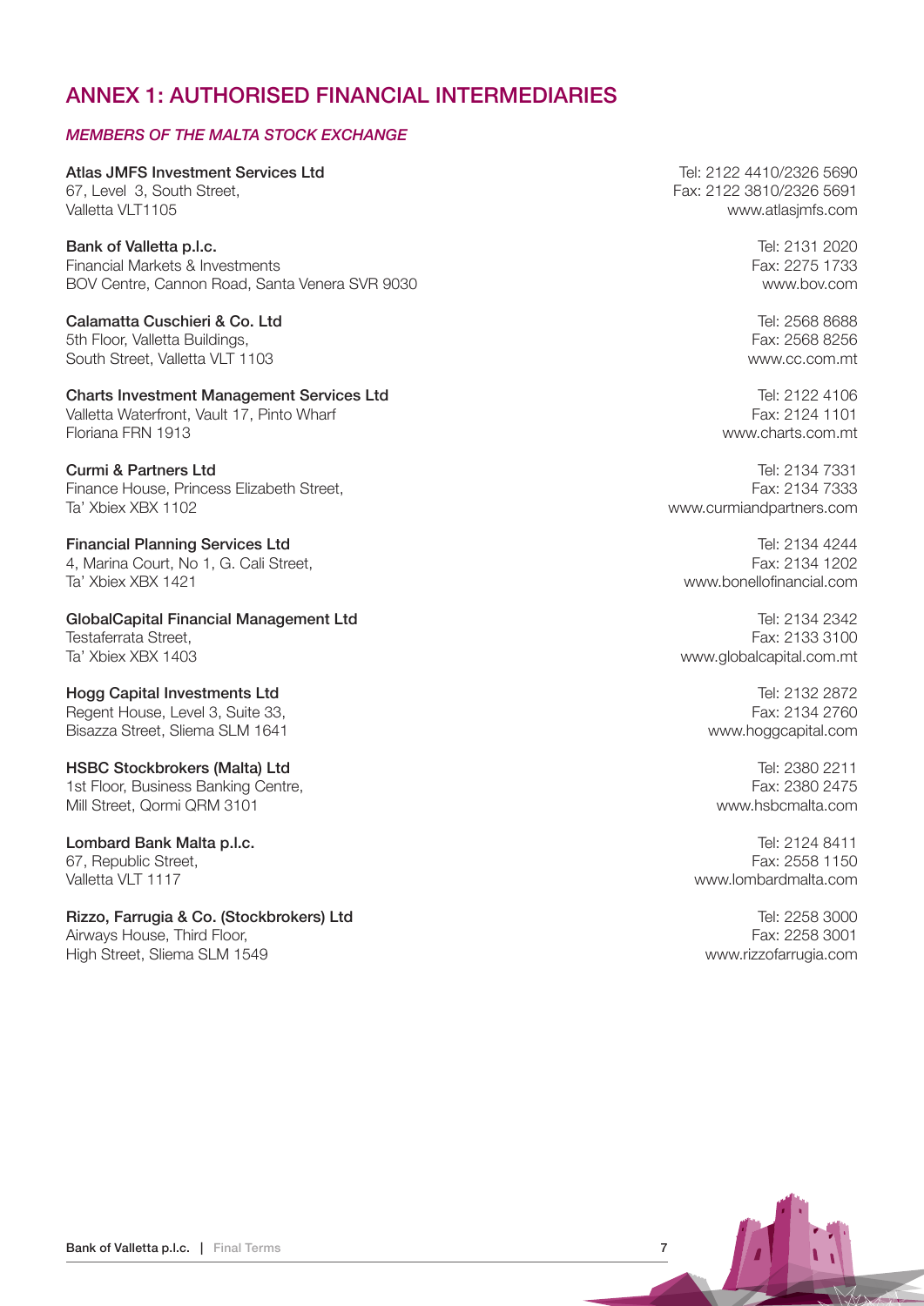# ANNEX 1: AUTHORISED FINANCIAL INTERMEDIARIES

## *MEMBERS OF THE MALTA STOCK EXCHANGE*

**Atlas JMFS Investment Services Ltd**
67, Level 3, South Street,
Valletta VLT1105
Tel: 2122 4410/2326 5690
Fax: 2122 3810/2326 5691
www.atlasjmfs.com

**Bank of Valletta p.l.c.**
Financial Markets & Investments
BOV Centre, Cannon Road, Santa Venera SVR 9030
Tel: 2131 2020
Fax: 2275 1733
www.bov.com

**Calamatta Cuschieri & Co. Ltd**
5th Floor, Valletta Buildings,
South Street, Valletta VLT 1103
Tel: 2568 8688
Fax: 2568 8256
www.cc.com.mt

**Charts Investment Management Services Ltd**
Valletta Waterfront, Vault 17, Pinto Wharf
Floriana FRN 1913
Tel: 2122 4106
Fax: 2124 1101
www.charts.com.mt

**Curmi & Partners Ltd**
Finance House, Princess Elizabeth Street,
Ta' Xbiex XBX 1102
Tel: 2134 7331
Fax: 2134 7333
www.curmiandpartners.com

**Financial Planning Services Ltd**
4, Marina Court, No 1, G. Cali Street,
Ta' Xbiex XBX 1421
Tel: 2134 4244
Fax: 2134 1202
www.bonellofinancial.com

**GlobalCapital Financial Management Ltd**
Testaferrata Street,
Ta' Xbiex XBX 1403
Tel: 2134 2342
Fax: 2133 3100
www.globalcapital.com.mt

**Hogg Capital Investments Ltd**
Regent House, Level 3, Suite 33,
Bisazza Street, Sliema SLM 1641
Tel: 2132 2872
Fax: 2134 2760
www.hoggcapital.com

**HSBC Stockbrokers (Malta) Ltd**
1st Floor, Business Banking Centre,
Mill Street, Qormi QRM 3101
Tel: 2380 2211
Fax: 2380 2475
www.hsbcmalta.com

**Lombard Bank Malta p.l.c.**
67, Republic Street,
Valletta VLT 1117
Tel: 2124 8411
Fax: 2558 1150
www.lombardmalta.com

**Rizzo, Farrugia & Co. (Stockbrokers) Ltd**
Airways House, Third Floor,
High Street, Sliema SLM 1549
Tel: 2258 3000
Fax: 2258 3001
www.rizzofarrugia.com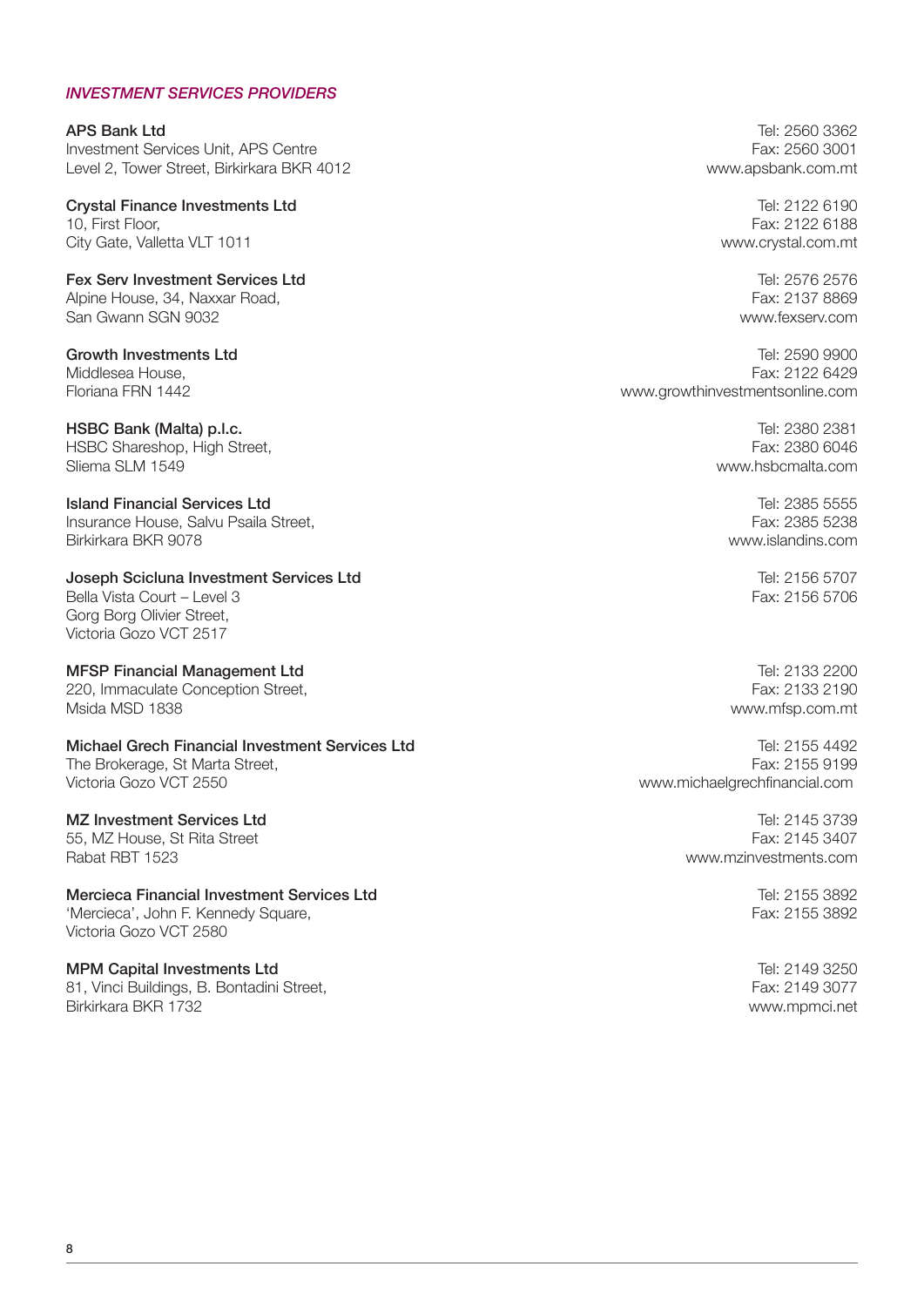*INVESTMENT SERVICES PROVIDERS*

**APS Bank Ltd**
Investment Services Unit, APS Centre
Level 2, Tower Street, Birkirkara BKR 4012
Tel: 2560 3362
Fax: 2560 3001
www.apsbank.com.mt

**Crystal Finance Investments Ltd**
10, First Floor,
City Gate, Valletta VLT 1011
Tel: 2122 6190
Fax: 2122 6188
www.crystal.com.mt

**Fex Serv Investment Services Ltd**
Alpine House, 34, Naxxar Road,
San Gwann SGN 9032
Tel: 2576 2576
Fax: 2137 8869
www.fexserv.com

**Growth Investments Ltd**
Middlesea House,
Floriana FRN 1442
Tel: 2590 9900
Fax: 2122 6429
www.growthinvestmentsonline.com

**HSBC Bank (Malta) p.l.c.**
HSBC Shareshop, High Street,
Sliema SLM 1549
Tel: 2380 2381
Fax: 2380 6046
www.hsbcmalta.com

**Island Financial Services Ltd**
Insurance House, Salvu Psaila Street,
Birkirkara BKR 9078
Tel: 2385 5555
Fax: 2385 5238
www.islandins.com

**Joseph Scicluna Investment Services Ltd**
Bella Vista Court – Level 3
Gorg Borg Olivier Street,
Victoria Gozo VCT 2517
Tel: 2156 5707
Fax: 2156 5706

**MFSP Financial Management Ltd**
220, Immaculate Conception Street,
Msida MSD 1838
Tel: 2133 2200
Fax: 2133 2190
www.mfsp.com.mt

**Michael Grech Financial Investment Services Ltd**
The Brokerage, St Marta Street,
Victoria Gozo VCT 2550
Tel: 2155 4492
Fax: 2155 9199
www.michaelgrechfinancial.com

**MZ Investment Services Ltd**
55, MZ House, St Rita Street
Rabat RBT 1523
Tel: 2145 3739
Fax: 2145 3407
www.mzinvestments.com

**Mercieca Financial Investment Services Ltd**
'Mercieca', John F. Kennedy Square,
Victoria Gozo VCT 2580
Tel: 2155 3892
Fax: 2155 3892

**MPM Capital Investments Ltd**
81, Vinci Buildings, B. Bontadini Street,
Birkirkara BKR 1732
Tel: 2149 3250
Fax: 2149 3077
www.mpmci.net